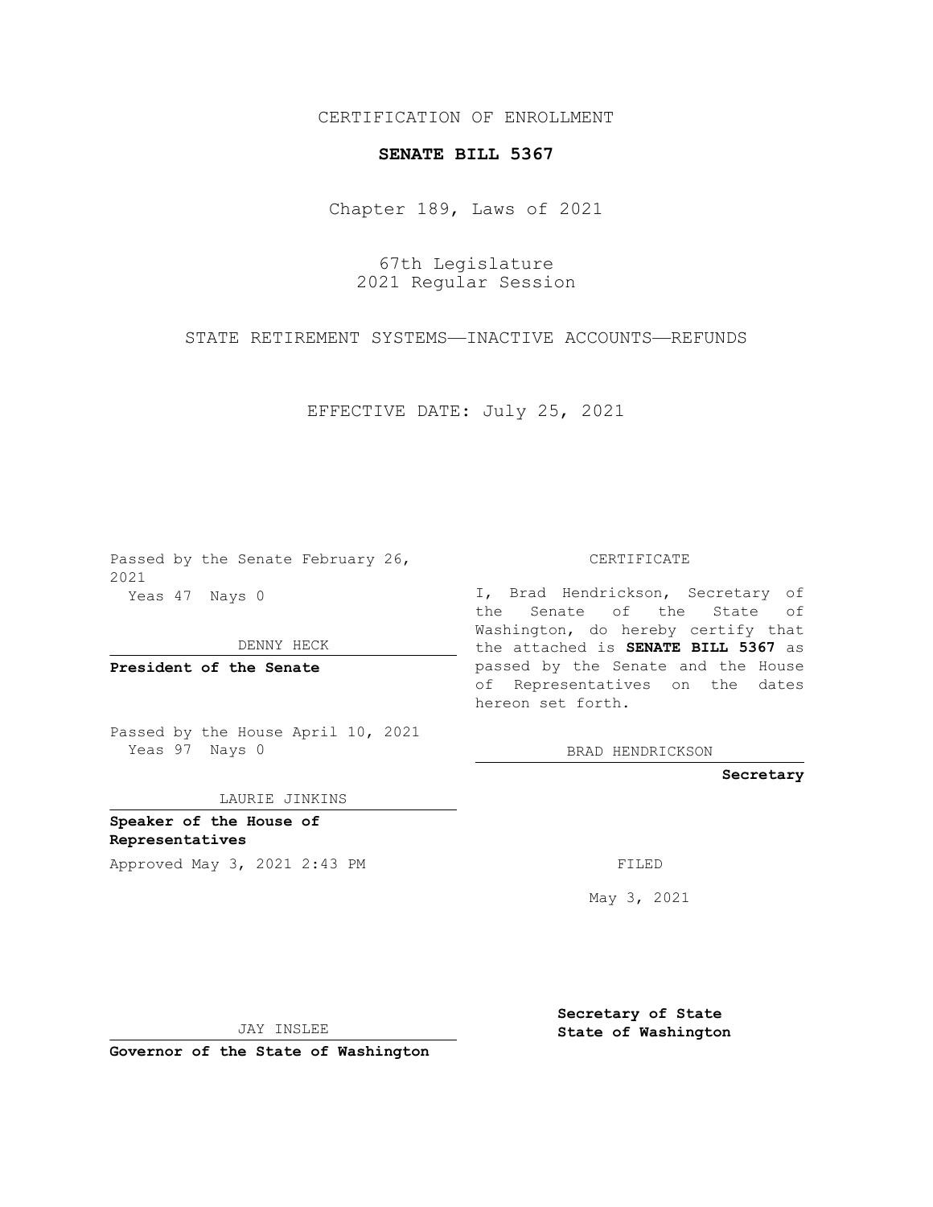CERTIFICATION OF ENROLLMENT

**SENATE BILL 5367**

Chapter 189, Laws of 2021

67th Legislature
2021 Regular Session

STATE RETIREMENT SYSTEMS—INACTIVE ACCOUNTS—REFUNDS

EFFECTIVE DATE: July 25, 2021

Passed by the Senate February 26, 2021
Yeas 47 Nays 0

DENNY HECK

**President of the Senate**

Passed by the House April 10, 2021
Yeas 97 Nays 0

LAURIE JINKINS

**Speaker of the House of Representatives**

Approved May 3, 2021 2:43 PM

JAY INSLEE

**Governor of the State of Washington**

CERTIFICATE

I, Brad Hendrickson, Secretary of the Senate of the State of Washington, do hereby certify that the attached is **SENATE BILL 5367** as passed by the Senate and the House of Representatives on the dates hereon set forth.

BRAD HENDRICKSON

**Secretary**

FILED

May 3, 2021

**Secretary of State**
**State of Washington**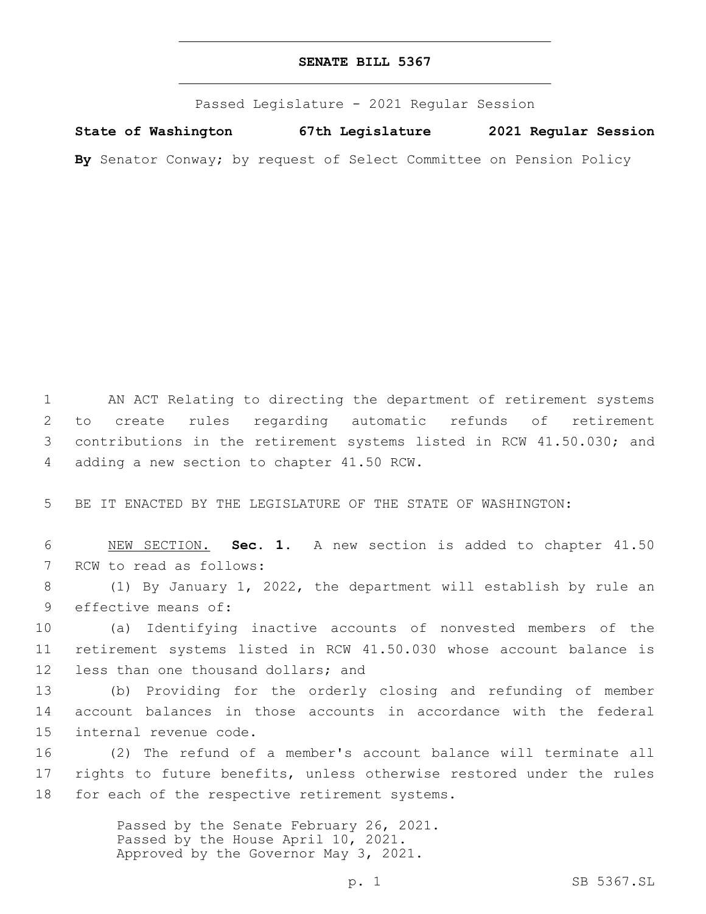# SENATE BILL 5367

Passed Legislature - 2021 Regular Session

**State of Washington 67th Legislature 2021 Regular Session**

**By** Senator Conway; by request of Select Committee on Pension Policy

AN ACT Relating to directing the department of retirement systems to create rules regarding automatic refunds of retirement contributions in the retirement systems listed in RCW 41.50.030; and adding a new section to chapter 41.50 RCW.

BE IT ENACTED BY THE LEGISLATURE OF THE STATE OF WASHINGTON:

NEW SECTION. **Sec. 1.** A new section is added to chapter 41.50 RCW to read as follows:

(1) By January 1, 2022, the department will establish by rule an effective means of:

(a) Identifying inactive accounts of nonvested members of the retirement systems listed in RCW 41.50.030 whose account balance is less than one thousand dollars; and

(b) Providing for the orderly closing and refunding of member account balances in those accounts in accordance with the federal internal revenue code.

(2) The refund of a member's account balance will terminate all rights to future benefits, unless otherwise restored under the rules for each of the respective retirement systems.

Passed by the Senate February 26, 2021.
Passed by the House April 10, 2021.
Approved by the Governor May 3, 2021.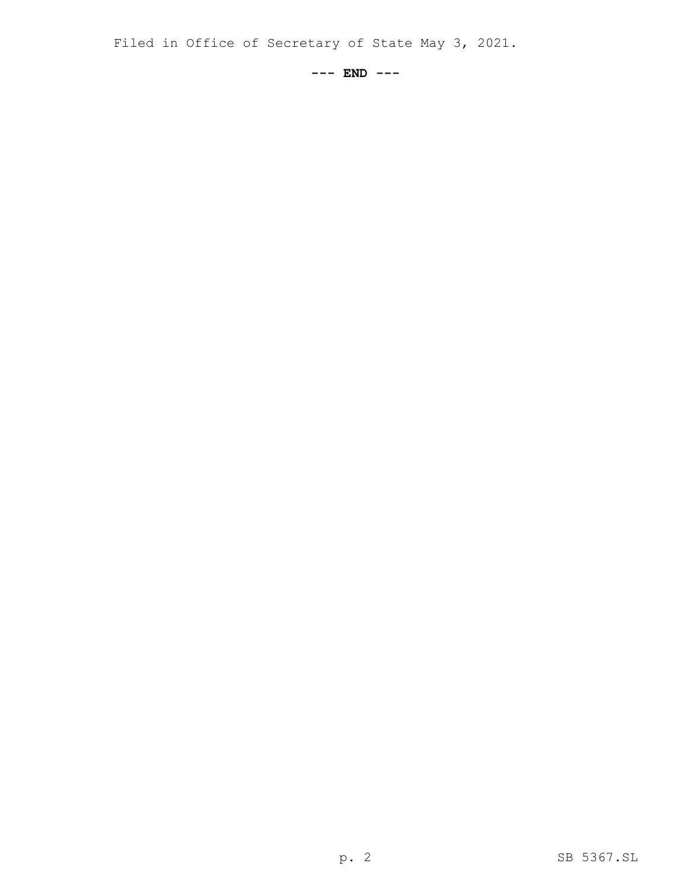Filed in Office of Secretary of State May 3, 2021.

**--- END ---**